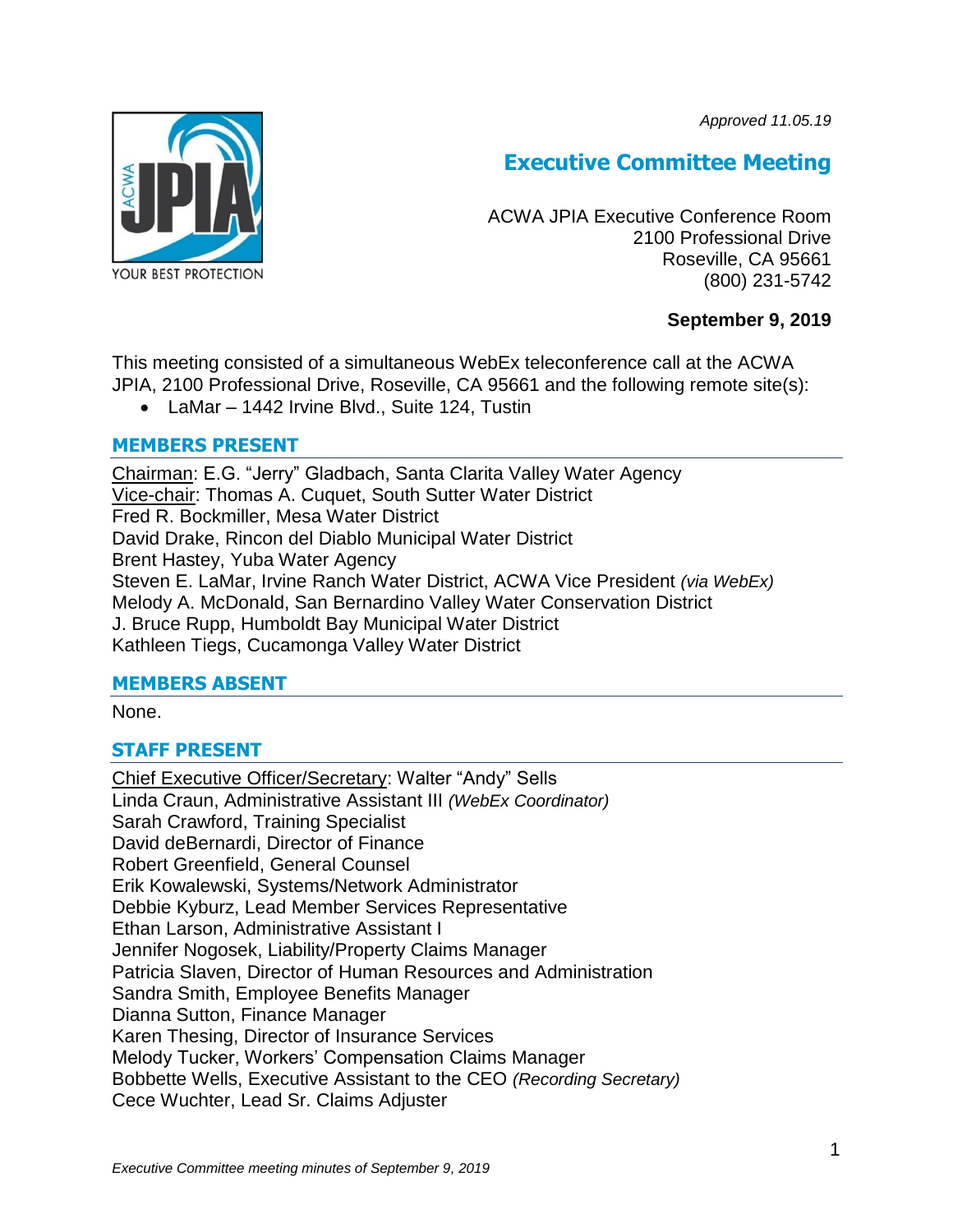*Approved 11.05.19*

# Executive Committee Meeting

ACWA JPIA Executive Conference Room
2100 Professional Drive
Roseville, CA 95661
(800) 231-5742

**September 9, 2019**

This meeting consisted of a simultaneous WebEx teleconference call at the ACWA JPIA, 2100 Professional Drive, Roseville, CA 95661 and the following remote site(s):

- LaMar – 1442 Irvine Blvd., Suite 124, Tustin

## MEMBERS PRESENT

Chairman: E.G. "Jerry" Gladbach, Santa Clarita Valley Water Agency
Vice-chair: Thomas A. Cuquet, South Sutter Water District
Fred R. Bockmiller, Mesa Water District
David Drake, Rincon del Diablo Municipal Water District
Brent Hastey, Yuba Water Agency
Steven E. LaMar, Irvine Ranch Water District, ACWA Vice President *(via WebEx)*
Melody A. McDonald, San Bernardino Valley Water Conservation District
J. Bruce Rupp, Humboldt Bay Municipal Water District
Kathleen Tiegs, Cucamonga Valley Water District

## MEMBERS ABSENT

None.

## STAFF PRESENT

Chief Executive Officer/Secretary: Walter "Andy" Sells
Linda Craun, Administrative Assistant III *(WebEx Coordinator)*
Sarah Crawford, Training Specialist
David deBernardi, Director of Finance
Robert Greenfield, General Counsel
Erik Kowalewski, Systems/Network Administrator
Debbie Kyburz, Lead Member Services Representative
Ethan Larson, Administrative Assistant I
Jennifer Nogosek, Liability/Property Claims Manager
Patricia Slaven, Director of Human Resources and Administration
Sandra Smith, Employee Benefits Manager
Dianna Sutton, Finance Manager
Karen Thesing, Director of Insurance Services
Melody Tucker, Workers' Compensation Claims Manager
Bobbette Wells, Executive Assistant to the CEO *(Recording Secretary)*
Cece Wuchter, Lead Sr. Claims Adjuster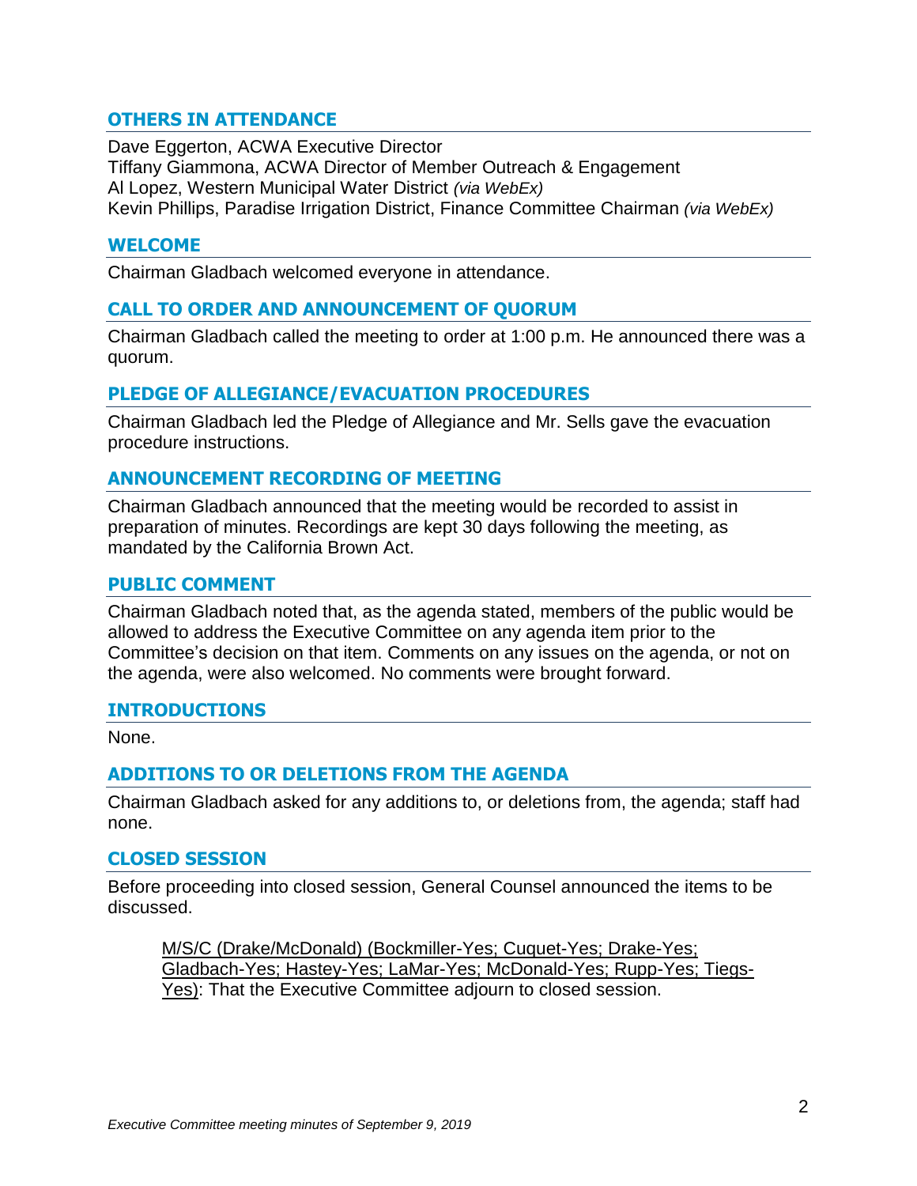## OTHERS IN ATTENDANCE

Dave Eggerton, ACWA Executive Director
Tiffany Giammona, ACWA Director of Member Outreach & Engagement
Al Lopez, Western Municipal Water District *(via WebEx)*
Kevin Phillips, Paradise Irrigation District, Finance Committee Chairman *(via WebEx)*

## WELCOME

Chairman Gladbach welcomed everyone in attendance.

## CALL TO ORDER AND ANNOUNCEMENT OF QUORUM

Chairman Gladbach called the meeting to order at 1:00 p.m. He announced there was a quorum.

## PLEDGE OF ALLEGIANCE/EVACUATION PROCEDURES

Chairman Gladbach led the Pledge of Allegiance and Mr. Sells gave the evacuation procedure instructions.

## ANNOUNCEMENT RECORDING OF MEETING

Chairman Gladbach announced that the meeting would be recorded to assist in preparation of minutes. Recordings are kept 30 days following the meeting, as mandated by the California Brown Act.

## PUBLIC COMMENT

Chairman Gladbach noted that, as the agenda stated, members of the public would be allowed to address the Executive Committee on any agenda item prior to the Committee's decision on that item. Comments on any issues on the agenda, or not on the agenda, were also welcomed. No comments were brought forward.

## INTRODUCTIONS

None.

## ADDITIONS TO OR DELETIONS FROM THE AGENDA

Chairman Gladbach asked for any additions to, or deletions from, the agenda; staff had none.

## CLOSED SESSION

Before proceeding into closed session, General Counsel announced the items to be discussed.

> M/S/C (Drake/McDonald) (Bockmiller-Yes; Cuquet-Yes; Drake-Yes; Gladbach-Yes; Hastey-Yes; LaMar-Yes; McDonald-Yes; Rupp-Yes; Tiegs-Yes): That the Executive Committee adjourn to closed session.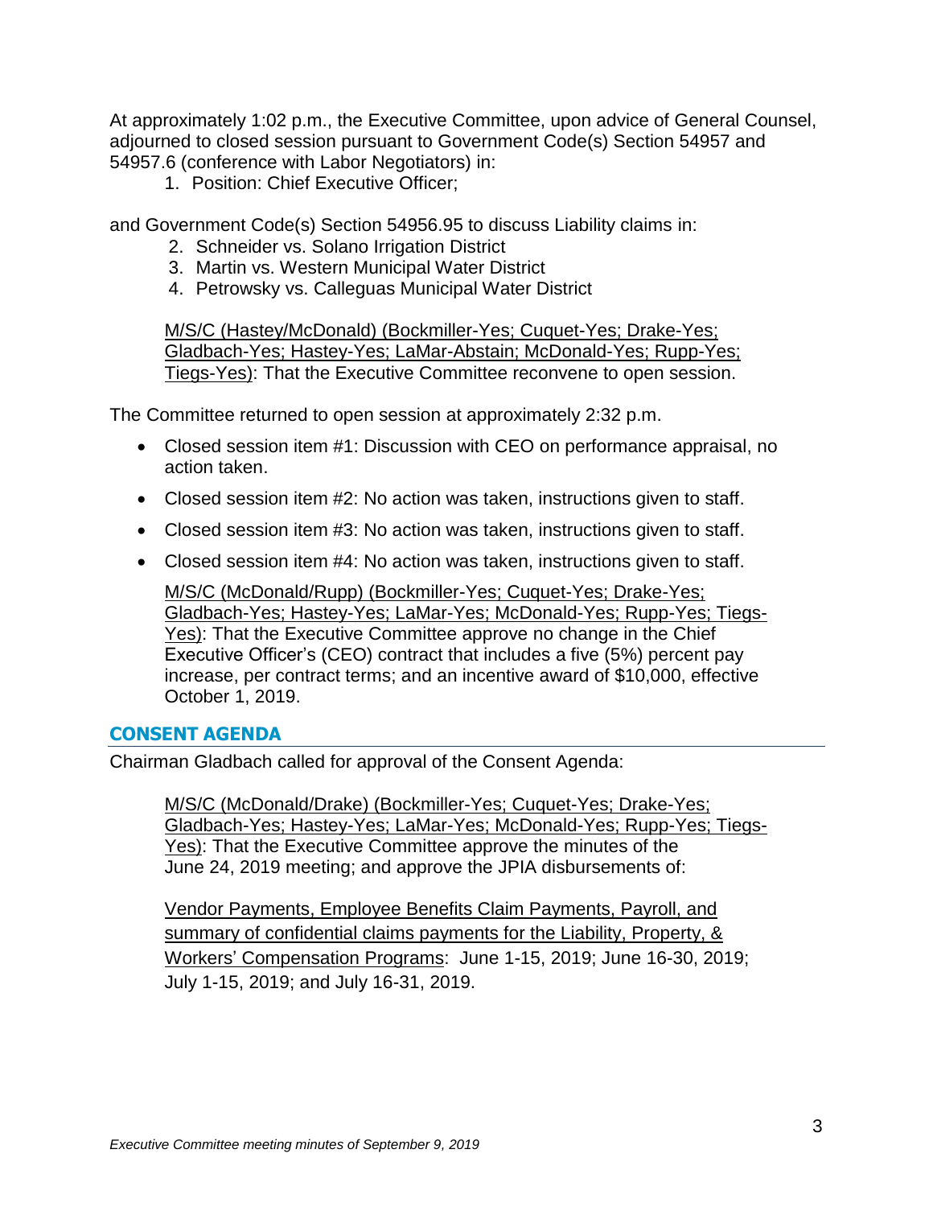At approximately 1:02 p.m., the Executive Committee, upon advice of General Counsel, adjourned to closed session pursuant to Government Code(s) Section 54957 and 54957.6 (conference with Labor Negotiators) in:

1. Position: Chief Executive Officer;

and Government Code(s) Section 54956.95 to discuss Liability claims in:

2. Schneider vs. Solano Irrigation District
3. Martin vs. Western Municipal Water District
4. Petrowsky vs. Calleguas Municipal Water District

M/S/C (Hastey/McDonald) (Bockmiller-Yes; Cuquet-Yes; Drake-Yes; Gladbach-Yes; Hastey-Yes; LaMar-Abstain; McDonald-Yes; Rupp-Yes; Tiegs-Yes): That the Executive Committee reconvene to open session.

The Committee returned to open session at approximately 2:32 p.m.

- Closed session item #1: Discussion with CEO on performance appraisal, no action taken.
- Closed session item #2: No action was taken, instructions given to staff.
- Closed session item #3: No action was taken, instructions given to staff.
- Closed session item #4: No action was taken, instructions given to staff.

M/S/C (McDonald/Rupp) (Bockmiller-Yes; Cuquet-Yes; Drake-Yes; Gladbach-Yes; Hastey-Yes; LaMar-Yes; McDonald-Yes; Rupp-Yes; Tiegs-Yes): That the Executive Committee approve no change in the Chief Executive Officer's (CEO) contract that includes a five (5%) percent pay increase, per contract terms; and an incentive award of $10,000, effective October 1, 2019.

## CONSENT AGENDA

Chairman Gladbach called for approval of the Consent Agenda:

M/S/C (McDonald/Drake) (Bockmiller-Yes; Cuquet-Yes; Drake-Yes; Gladbach-Yes; Hastey-Yes; LaMar-Yes; McDonald-Yes; Rupp-Yes; Tiegs-Yes): That the Executive Committee approve the minutes of the June 24, 2019 meeting; and approve the JPIA disbursements of:

Vendor Payments, Employee Benefits Claim Payments, Payroll, and summary of confidential claims payments for the Liability, Property, & Workers' Compensation Programs: June 1-15, 2019; June 16-30, 2019; July 1-15, 2019; and July 16-31, 2019.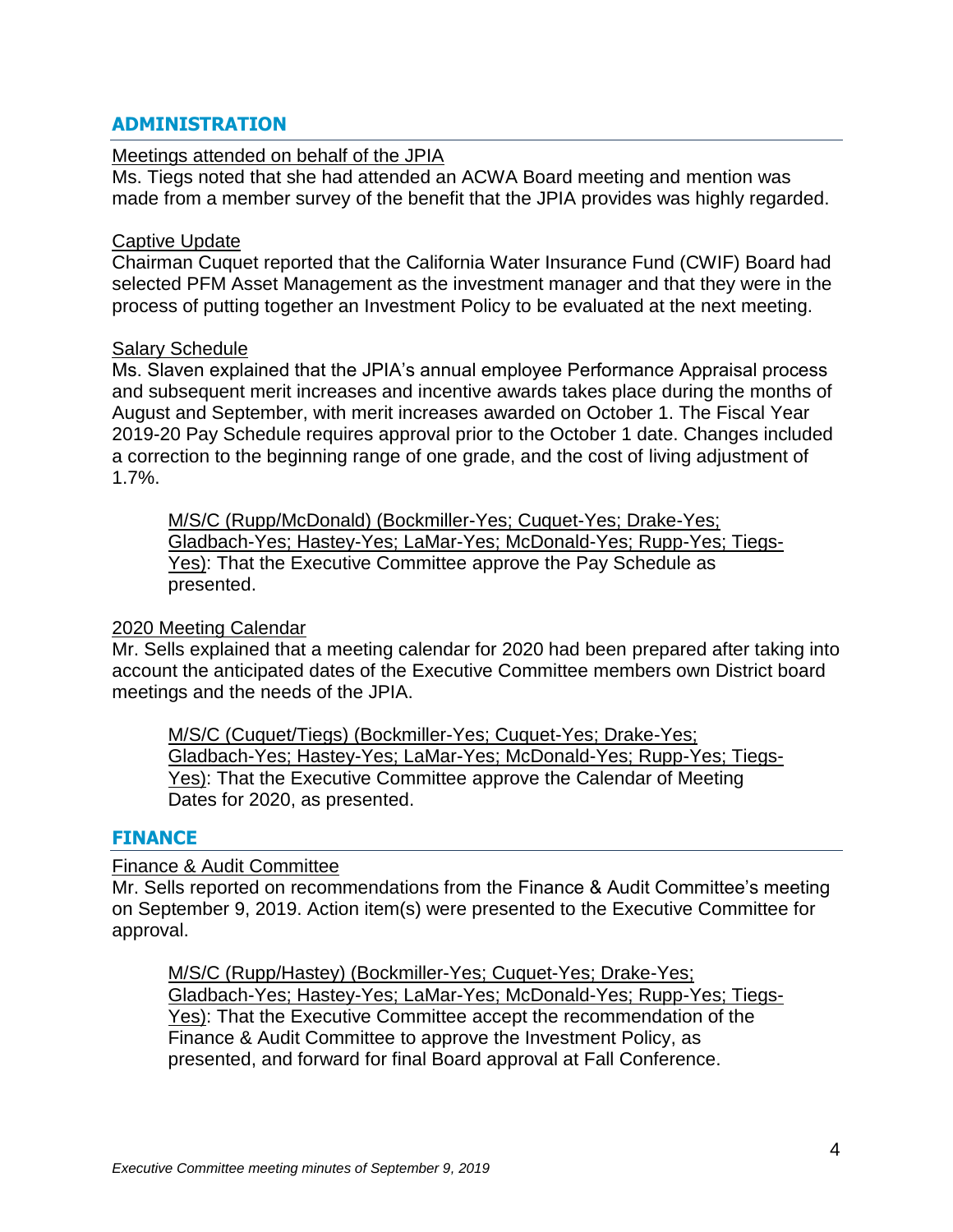## ADMINISTRATION

Meetings attended on behalf of the JPIA

Ms. Tiegs noted that she had attended an ACWA Board meeting and mention was made from a member survey of the benefit that the JPIA provides was highly regarded.

Captive Update

Chairman Cuquet reported that the California Water Insurance Fund (CWIF) Board had selected PFM Asset Management as the investment manager and that they were in the process of putting together an Investment Policy to be evaluated at the next meeting.

Salary Schedule

Ms. Slaven explained that the JPIA's annual employee Performance Appraisal process and subsequent merit increases and incentive awards takes place during the months of August and September, with merit increases awarded on October 1. The Fiscal Year 2019-20 Pay Schedule requires approval prior to the October 1 date. Changes included a correction to the beginning range of one grade, and the cost of living adjustment of 1.7%.

> M/S/C (Rupp/McDonald) (Bockmiller-Yes; Cuquet-Yes; Drake-Yes; Gladbach-Yes; Hastey-Yes; LaMar-Yes; McDonald-Yes; Rupp-Yes; Tiegs-Yes): That the Executive Committee approve the Pay Schedule as presented.

2020 Meeting Calendar

Mr. Sells explained that a meeting calendar for 2020 had been prepared after taking into account the anticipated dates of the Executive Committee members own District board meetings and the needs of the JPIA.

> M/S/C (Cuquet/Tiegs) (Bockmiller-Yes; Cuquet-Yes; Drake-Yes; Gladbach-Yes; Hastey-Yes; LaMar-Yes; McDonald-Yes; Rupp-Yes; Tiegs-Yes): That the Executive Committee approve the Calendar of Meeting Dates for 2020, as presented.

## FINANCE

Finance & Audit Committee

Mr. Sells reported on recommendations from the Finance & Audit Committee's meeting on September 9, 2019. Action item(s) were presented to the Executive Committee for approval.

> M/S/C (Rupp/Hastey) (Bockmiller-Yes; Cuquet-Yes; Drake-Yes; Gladbach-Yes; Hastey-Yes; LaMar-Yes; McDonald-Yes; Rupp-Yes; Tiegs-Yes): That the Executive Committee accept the recommendation of the Finance & Audit Committee to approve the Investment Policy, as presented, and forward for final Board approval at Fall Conference.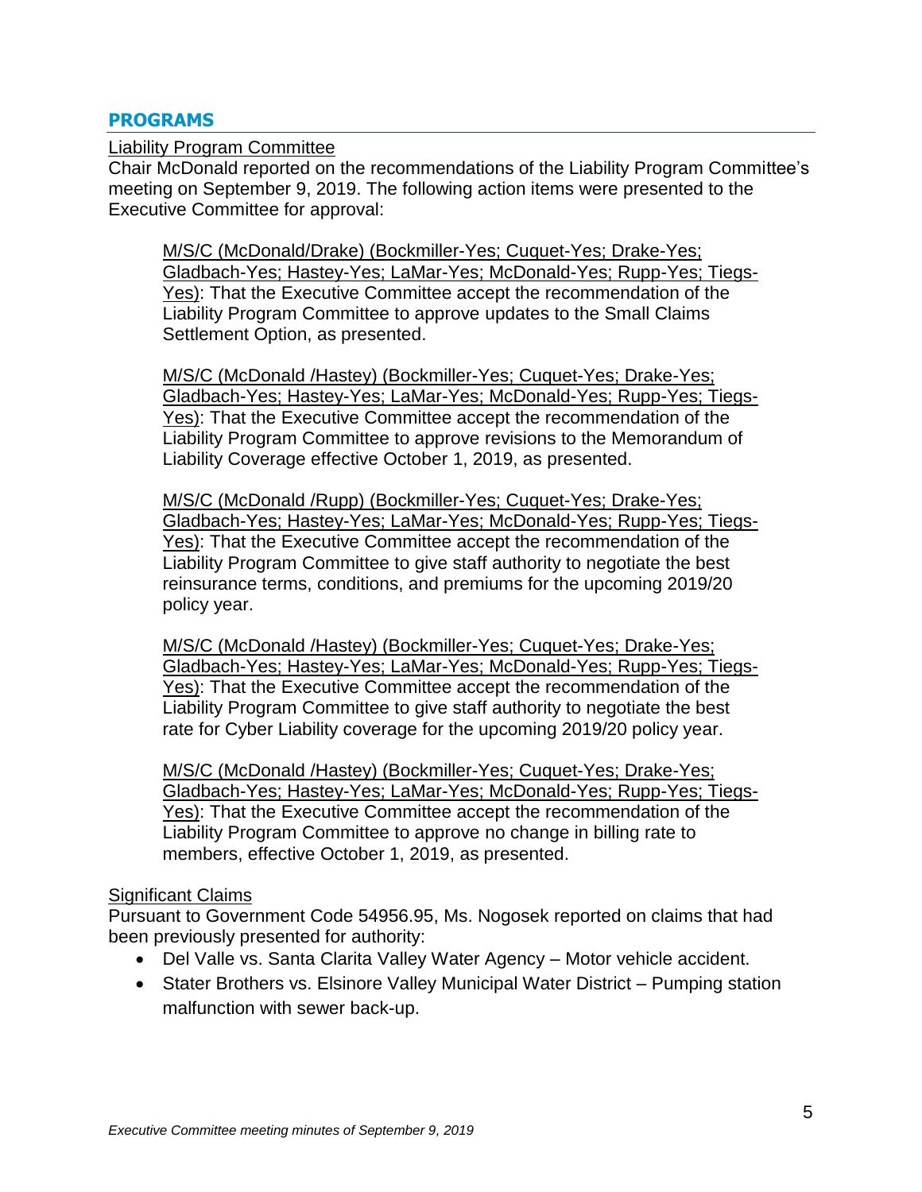## PROGRAMS

Liability Program Committee

Chair McDonald reported on the recommendations of the Liability Program Committee's meeting on September 9, 2019. The following action items were presented to the Executive Committee for approval:

M/S/C (McDonald/Drake) (Bockmiller-Yes; Cuquet-Yes; Drake-Yes; Gladbach-Yes; Hastey-Yes; LaMar-Yes; McDonald-Yes; Rupp-Yes; Tiegs-Yes): That the Executive Committee accept the recommendation of the Liability Program Committee to approve updates to the Small Claims Settlement Option, as presented.

M/S/C (McDonald /Hastey) (Bockmiller-Yes; Cuquet-Yes; Drake-Yes; Gladbach-Yes; Hastey-Yes; LaMar-Yes; McDonald-Yes; Rupp-Yes; Tiegs-Yes): That the Executive Committee accept the recommendation of the Liability Program Committee to approve revisions to the Memorandum of Liability Coverage effective October 1, 2019, as presented.

M/S/C (McDonald /Rupp) (Bockmiller-Yes; Cuquet-Yes; Drake-Yes; Gladbach-Yes; Hastey-Yes; LaMar-Yes; McDonald-Yes; Rupp-Yes; Tiegs-Yes): That the Executive Committee accept the recommendation of the Liability Program Committee to give staff authority to negotiate the best reinsurance terms, conditions, and premiums for the upcoming 2019/20 policy year.

M/S/C (McDonald /Hastey) (Bockmiller-Yes; Cuquet-Yes; Drake-Yes; Gladbach-Yes; Hastey-Yes; LaMar-Yes; McDonald-Yes; Rupp-Yes; Tiegs-Yes): That the Executive Committee accept the recommendation of the Liability Program Committee to give staff authority to negotiate the best rate for Cyber Liability coverage for the upcoming 2019/20 policy year.

M/S/C (McDonald /Hastey) (Bockmiller-Yes; Cuquet-Yes; Drake-Yes; Gladbach-Yes; Hastey-Yes; LaMar-Yes; McDonald-Yes; Rupp-Yes; Tiegs-Yes): That the Executive Committee accept the recommendation of the Liability Program Committee to approve no change in billing rate to members, effective October 1, 2019, as presented.

Significant Claims

Pursuant to Government Code 54956.95, Ms. Nogosek reported on claims that had been previously presented for authority:

- Del Valle vs. Santa Clarita Valley Water Agency – Motor vehicle accident.
- Stater Brothers vs. Elsinore Valley Municipal Water District – Pumping station malfunction with sewer back-up.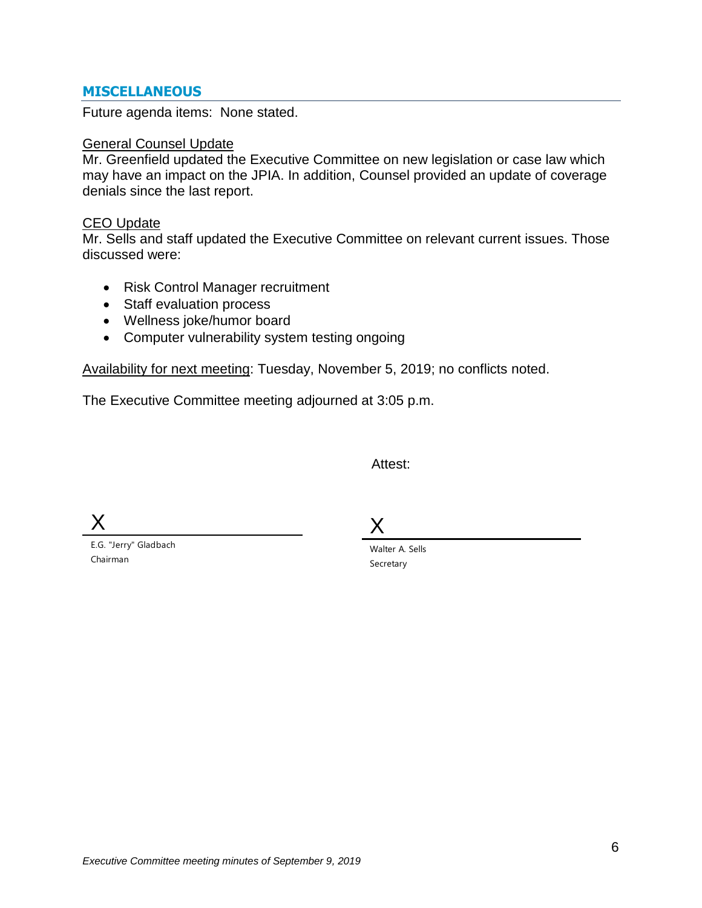## MISCELLANEOUS

Future agenda items: None stated.

General Counsel Update

Mr. Greenfield updated the Executive Committee on new legislation or case law which may have an impact on the JPIA. In addition, Counsel provided an update of coverage denials since the last report.

CEO Update

Mr. Sells and staff updated the Executive Committee on relevant current issues. Those discussed were:

- Risk Control Manager recruitment
- Staff evaluation process
- Wellness joke/humor board
- Computer vulnerability system testing ongoing

Availability for next meeting: Tuesday, November 5, 2019; no conflicts noted.

The Executive Committee meeting adjourned at 3:05 p.m.

Attest:

X

E.G. "Jerry" Gladbach
Chairman

X

Walter A. Sells
Secretary

*Executive Committee meeting minutes of September 9, 2019*